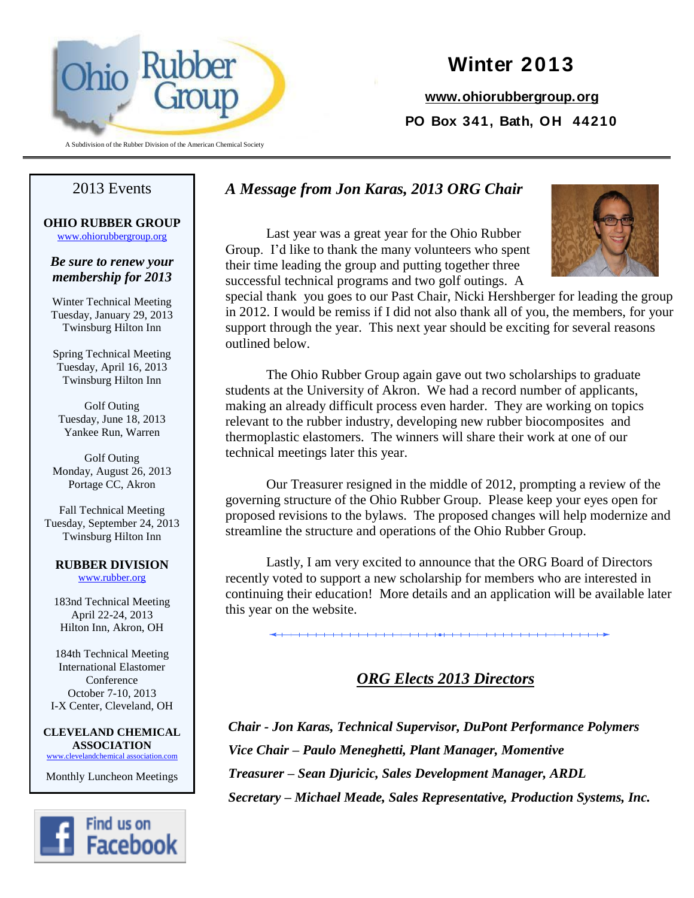Ohio Rubber Group

A Subdivision of the Rubber Division of the American Chemical Society

# Winter 2013

**www.ohiorubbergroup.org**

**PO Box 341, Bath, OH 44210**

## 2013 Events

**OHIO RUBBER GROUP**
www.ohiorubbergroup.org

***Be sure to renew your membership for 2013***

Winter Technical Meeting
Tuesday, January 29, 2013
Twinsburg Hilton Inn

Spring Technical Meeting
Tuesday, April 16, 2013
Twinsburg Hilton Inn

Golf Outing
Tuesday, June 18, 2013
Yankee Run, Warren

Golf Outing
Monday, August 26, 2013
Portage CC, Akron

Fall Technical Meeting
Tuesday, September 24, 2013
Twinsburg Hilton Inn

**RUBBER DIVISION**
www.rubber.org

183nd Technical Meeting
April 22-24, 2013
Hilton Inn, Akron, OH

184th Technical Meeting
International Elastomer Conference
October 7-10, 2013
I-X Center, Cleveland, OH

**CLEVELAND CHEMICAL ASSOCIATION**
www.clevelandchemical association.com

Monthly Luncheon Meetings

Find us on Facebook

## *A Message from Jon Karas, 2013 ORG Chair*

Last year was a great year for the Ohio Rubber Group. I'd like to thank the many volunteers who spent their time leading the group and putting together three successful technical programs and two golf outings. A special thank you goes to our Past Chair, Nicki Hershberger for leading the group in 2012. I would be remiss if I did not also thank all of you, the members, for your support through the year. This next year should be exciting for several reasons outlined below.

The Ohio Rubber Group again gave out two scholarships to graduate students at the University of Akron. We had a record number of applicants, making an already difficult process even harder. They are working on topics relevant to the rubber industry, developing new rubber biocomposites and thermoplastic elastomers. The winners will share their work at one of our technical meetings later this year.

Our Treasurer resigned in the middle of 2012, prompting a review of the governing structure of the Ohio Rubber Group. Please keep your eyes open for proposed revisions to the bylaws. The proposed changes will help modernize and streamline the structure and operations of the Ohio Rubber Group.

Lastly, I am very excited to announce that the ORG Board of Directors recently voted to support a new scholarship for members who are interested in continuing their education! More details and an application will be available later this year on the website.

## ***ORG Elects 2013 Directors***

***Chair - Jon Karas, Technical Supervisor, DuPont Performance Polymers***

***Vice Chair – Paulo Meneghetti, Plant Manager, Momentive***

***Treasurer – Sean Djuricic, Sales Development Manager, ARDL***

***Secretary – Michael Meade, Sales Representative, Production Systems, Inc.***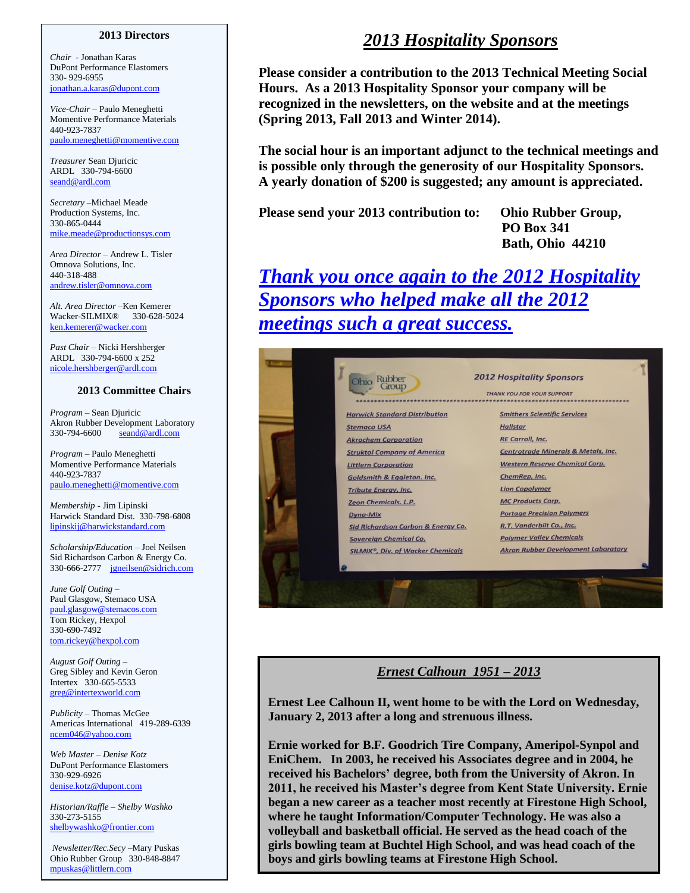### 2013 Directors

*Chair* - Jonathan Karas
DuPont Performance Elastomers
330- 929-6955
jonathan.a.karas@dupont.com

*Vice-Chair* – Paulo Meneghetti
Momentive Performance Materials
440-923-7837
paulo.meneghetti@momentive.com

*Treasurer* Sean Djuricic
ARDL 330-794-6600
seand@ardl.com

*Secretary* –Michael Meade
Production Systems, Inc.
330-865-0444
mike.meade@productionsys.com

*Area Director* – Andrew L. Tisler
Omnova Solutions, Inc.
440-318-488
andrew.tisler@omnova.com

*Alt. Area Director* –Ken Kemerer
Wacker-SILMIX® 330-628-5024
ken.kemerer@wacker.com

*Past Chair* – Nicki Hershberger
ARDL 330-794-6600 x 252
nicole.hershberger@ardl.com

### 2013 Committee Chairs

*Program* – Sean Djuricic
Akron Rubber Development Laboratory
330-794-6600 seand@ardl.com

*Program* – Paulo Meneghetti
Momentive Performance Materials
440-923-7837
paulo.meneghetti@momentive.com

*Membership* - Jim Lipinski
Harwick Standard Dist. 330-798-6808
lipinskij@harwickstandard.com

*Scholarship/Education* – Joel Neilsen
Sid Richardson Carbon & Energy Co.
330-666-2777 jgneilsen@sidrich.com

*June Golf Outing* –
Paul Glasgow, Stemaco USA
paul.glasgow@stemacos.com
Tom Rickey, Hexpol
330-690-7492
tom.rickey@hexpol.com

*August Golf Outing* –
Greg Sibley and Kevin Geron
Intertex 330-665-5533
greg@intertexworld.com

*Publicity* – Thomas McGee
Americas International 419-289-6339
ncem046@yahoo.com

*Web Master – Denise Kotz*
DuPont Performance Elastomers
330-929-6926
denise.kotz@dupont.com

*Historian/Raffle – Shelby Washko*
330-273-5155
shelbywashko@frontier.com

*Newsletter/Rec.Secy* –Mary Puskas
Ohio Rubber Group 330-848-8847
mpuskas@littlern.com

# *2013 Hospitality Sponsors*

**Please consider a contribution to the 2013 Technical Meeting Social Hours. As a 2013 Hospitality Sponsor your company will be recognized in the newsletters, on the website and at the meetings (Spring 2013, Fall 2013 and Winter 2014).**

**The social hour is an important adjunct to the technical meetings and is possible only through the generosity of our Hospitality Sponsors. A yearly donation of $200 is suggested; any amount is appreciated.**

**Please send your 2013 contribution to:** **Ohio Rubber Group,**
**PO Box 341**
**Bath, Ohio 44210**

## *Thank you once again to the 2012 Hospitality Sponsors who helped make all the 2012 meetings such a great success.*

Ohio Rubber Group — 2012 Hospitality Sponsors
THANK YOU FOR YOUR SUPPORT

| | |
|---|---|
| Harwick Standard Distribution | Smithers Scientific Services |
| Stemaco USA | Hallstar |
| Akrochem Corporation | RE Carroll, Inc. |
| Struktol Company of America | Centrotrade Minerals & Metals, Inc. |
| Littlern Corporation | Western Reserve Chemical Corp. |
| Goldsmith & Eggleton, Inc. | ChemRep, Inc. |
| Tribute Energy, Inc. | Lion Copolymer |
| Zeon Chemicals, L.P. | MC Products Corp. |
| Dyna-Mix | Portage Precision Polymers |
| Sid Richardson Carbon & Energy Co. | R.T. Vanderbilt Co., Inc. |
| Sovereign Chemical Co. | Polymer Valley Chemicals |
| SILMIX®, Div. of Wacker Chemicals | Akron Rubber Development Laboratory |

### *Ernest Calhoun 1951 – 2013*

**Ernest Lee Calhoun II, went home to be with the Lord on Wednesday, January 2, 2013 after a long and strenuous illness.**

**Ernie worked for B.F. Goodrich Tire Company, Ameripol-Synpol and EniChem. In 2003, he received his Associates degree and in 2004, he received his Bachelors' degree, both from the University of Akron. In 2011, he received his Master's degree from Kent State University. Ernie began a new career as a teacher most recently at Firestone High School, where he taught Information/Computer Technology. He was also a volleyball and basketball official. He served as the head coach of the girls bowling team at Buchtel High School, and was head coach of the boys and girls bowling teams at Firestone High School.**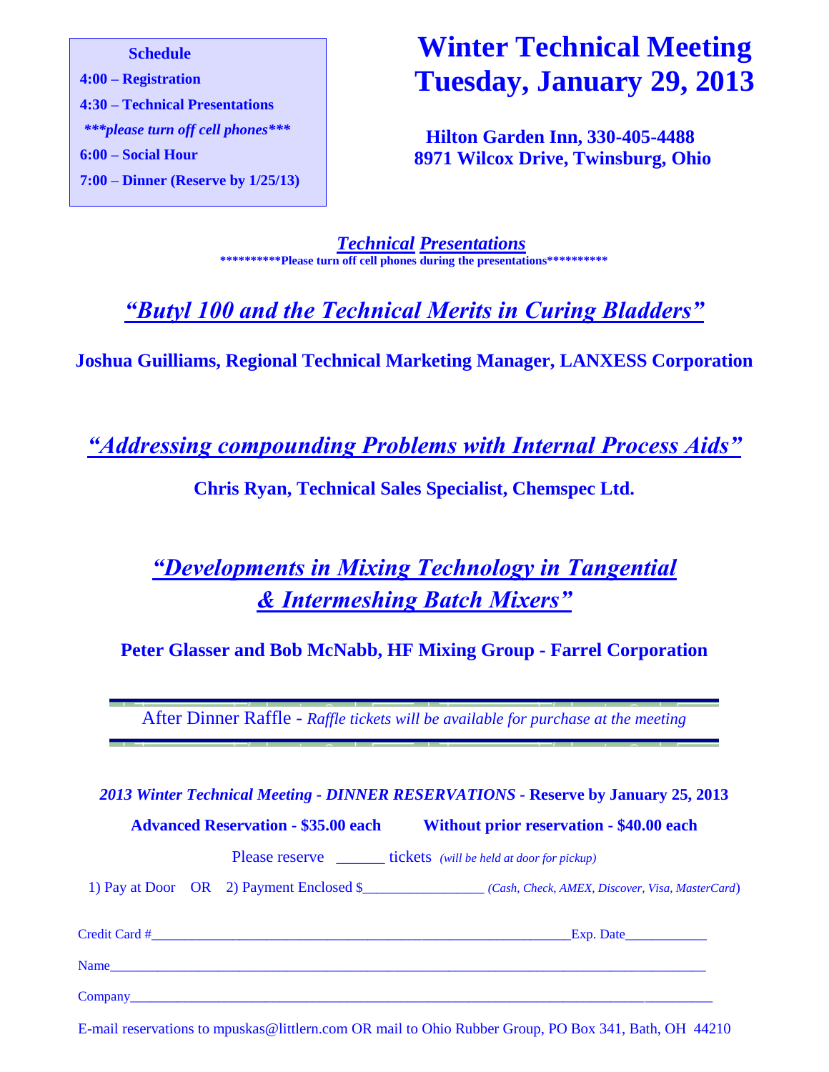**Schedule**

**4:00 – Registration**

**4:30 – Technical Presentations**

***\*\*\*please turn off cell phones\*\*\****

**6:00 – Social Hour**

**7:00 – Dinner (Reserve by 1/25/13)**

# Winter Technical Meeting
# Tuesday, January 29, 2013

**Hilton Garden Inn, 330-405-4488**
**8971 Wilcox Drive, Twinsburg, Ohio**

## *Technical Presentations*

**\*\*\*\*\*\*\*\*\*\*Please turn off cell phones during the presentations\*\*\*\*\*\*\*\*\*\***

## *"Butyl 100 and the Technical Merits in Curing Bladders"*

**Joshua Guilliams, Regional Technical Marketing Manager, LANXESS Corporation**

## *"Addressing compounding Problems with Internal Process Aids"*

**Chris Ryan, Technical Sales Specialist, Chemspec Ltd.**

## *"Developments in Mixing Technology in Tangential & Intermeshing Batch Mixers"*

**Peter Glasser and Bob McNabb, HF Mixing Group - Farrel Corporation**

---

After Dinner Raffle - *Raffle tickets will be available for purchase at the meeting*

---

***2013 Winter Technical Meeting - DINNER RESERVATIONS*** **- Reserve by January 25, 2013**

**Advanced Reservation - $35.00 each**　　**Without prior reservation - $40.00 each**

Please reserve ______ tickets *(will be held at door for pickup)*

1) Pay at Door OR 2) Payment Enclosed $________________ *(Cash, Check, AMEX, Discover, Visa, MasterCard)*

Credit Card #_____________________________________________________________Exp. Date____________

Name__________________________________________________________________________________________

Company_______________________________________________________________________________________

E-mail reservations to mpuskas@littlern.com OR mail to Ohio Rubber Group, PO Box 341, Bath, OH 44210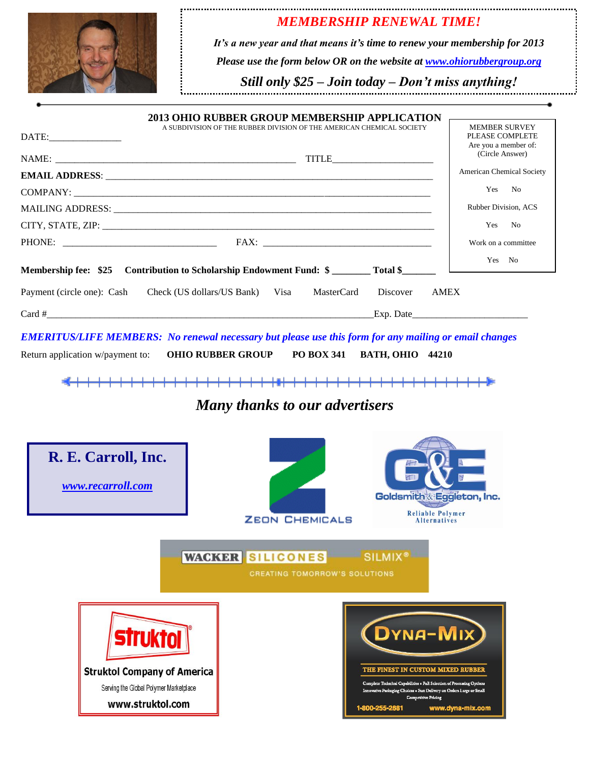## *MEMBERSHIP RENEWAL TIME!*

***It's a new year and that means it's time to renew your membership for 2013***

***Please use the form below OR on the website at [www.ohiorubbergroup.org](http://www.ohiorubbergroup.org)***

***Still only $25 – Join today – Don't miss anything!***

---

## 2013 OHIO RUBBER GROUP MEMBERSHIP APPLICATION

A SUBDIVISION OF THE RUBBER DIVISION OF THE AMERICAN CHEMICAL SOCIETY

DATE:_______________

NAME: _________________________________________________ TITLE____________________

**EMAIL ADDRESS**: ______________________________________________________________________

COMPANY: _______________________________________________________________________

MAILING ADDRESS: _______________________________________________________________

CITY, STATE, ZIP: _______________________________________________________________

PHONE: ______________________________ FAX: _________________________________

**Membership fee: $25 Contribution to Scholarship Endowment Fund: $ _______ Total $_______**

MEMBER SURVEY
PLEASE COMPLETE
Are you a member of:
(Circle Answer)

American Chemical Society

Yes No

Rubber Division, ACS

Yes No

Work on a committee

Yes No

Payment (circle one): Cash Check (US dollars/US Bank) Visa MasterCard Discover AMEX

Card #_________________________________________________________________Exp. Date______________________

***EMERITUS/LIFE MEMBERS: No renewal necessary but please use this form for any mailing or email changes***

Return application w/payment to: **OHIO RUBBER GROUP PO BOX 341 BATH, OHIO 44210**

## *Many thanks to our advertisers*

**R. E. Carroll, Inc.**

[www.recarroll.com](http://www.recarroll.com)

ZEON CHEMICALS

G&E Goldsmith & Eggleton, Inc.
Reliable Polymer Alternatives

WACKER SILICONES SILMIX®
CREATING TOMORROW'S SOLUTIONS

struktol®
Struktol Company of America
Serving the Global Polymer Marketplace
www.struktol.com

DYNA-MIX
THE FINEST IN CUSTOM MIXED RUBBER
Complete Technical Capabilities • Full Selection of Processing Options
Innovative Packaging Choices • Fast Delivery on Orders Large or Small
Competitive Pricing
1-800-255-2681 www.dyna-mix.com